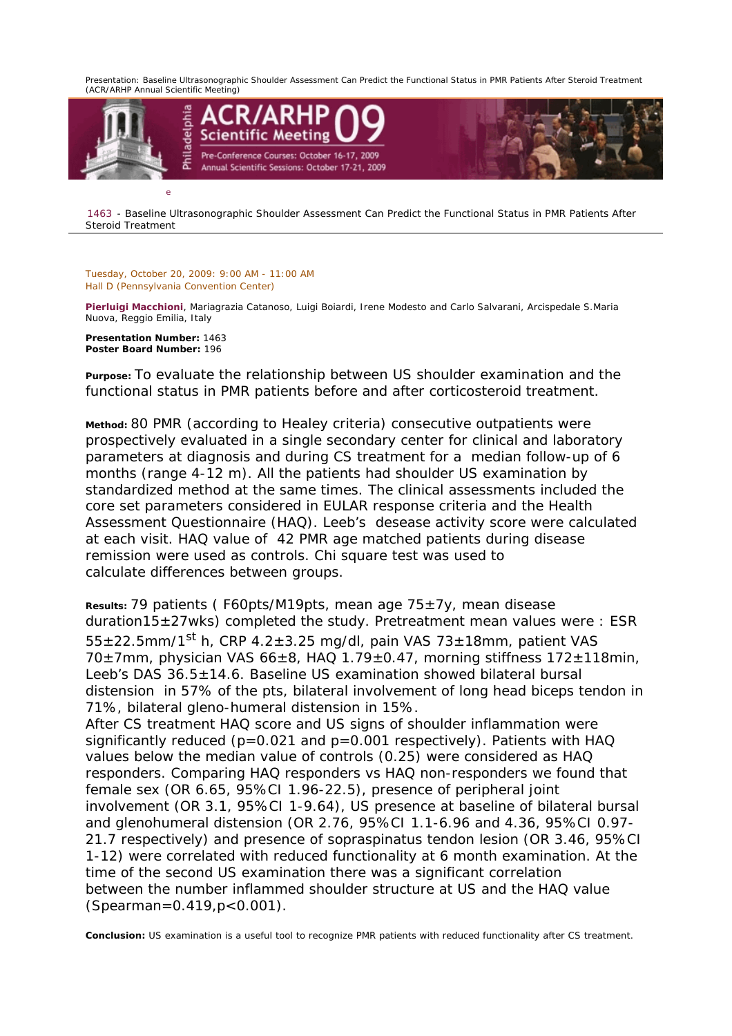# 1463 - Baseline Ultrasonographic Shoulder Assessment Can Predict the Functional Status in PMR Patients After Steroid Treatment

Tuesday, October 20, 2009: 9:00 AM - 11:00 AM
Hall D (Pennsylvania Convention Center)

**Pierluigi Macchioni**, Mariagrazia Catanoso, Luigi Boiardi, Irene Modesto and Carlo Salvarani, Arcispedale S.Maria Nuova, Reggio Emilia, Italy

**Presentation Number:** 1463
**Poster Board Number:** 196

**Purpose:** To evaluate the relationship between US shoulder examination and the functional status in PMR patients before and after corticosteroid treatment.

**Method:** 80 PMR (according to Healey criteria) consecutive outpatients were prospectively evaluated in a single secondary center for clinical and laboratory parameters at diagnosis and during CS treatment for a median follow-up of 6 months (range 4-12 m). All the patients had shoulder US examination by standardized method at the same times. The clinical assessments included the core set parameters considered in EULAR response criteria and the Health Assessment Questionnaire (HAQ). Leeb's desease activity score were calculated at each visit. HAQ value of 42 PMR age matched patients during disease remission were used as controls. Chi square test was used to calculate differences between groups.

**Results:** 79 patients ( F60pts/M19pts, mean age 75±7y, mean disease duration15±27wks) completed the study. Pretreatment mean values were : ESR 55±22.5mm/1$^{st}$ h, CRP 4.2±3.25 mg/dl, pain VAS 73±18mm, patient VAS 70±7mm, physician VAS 66±8, HAQ 1.79±0.47, morning stiffness 172±118min, Leeb's DAS 36.5±14.6. Baseline US examination showed bilateral bursal distension in 57% of the pts, bilateral involvement of long head biceps tendon in 71%, bilateral gleno-humeral distension in 15%.

After CS treatment HAQ score and US signs of shoulder inflammation were significantly reduced ($p=0.021$ and $p=0.001$ respectively). Patients with HAQ values below the median value of controls (0.25) were considered as HAQ responders. Comparing HAQ responders vs HAQ non-responders we found that female sex (OR 6.65, 95%CI 1.96-22.5), presence of peripheral joint involvement (OR 3.1, 95%CI 1-9.64), US presence at baseline of bilateral bursal and glenohumeral distension (OR 2.76, 95%CI 1.1-6.96 and 4.36, 95%CI 0.97-21.7 respectively) and presence of sopraspinatus tendon lesion (OR 3.46, 95%CI 1-12) were correlated with reduced functionality at 6 month examination. At the time of the second US examination there was a significant correlation between the number inflammed shoulder structure at US and the HAQ value (Spearman=0.419,$p<0.001$).

**Conclusion:** US examination is a useful tool to recognize PMR patients with reduced functionality after CS treatment.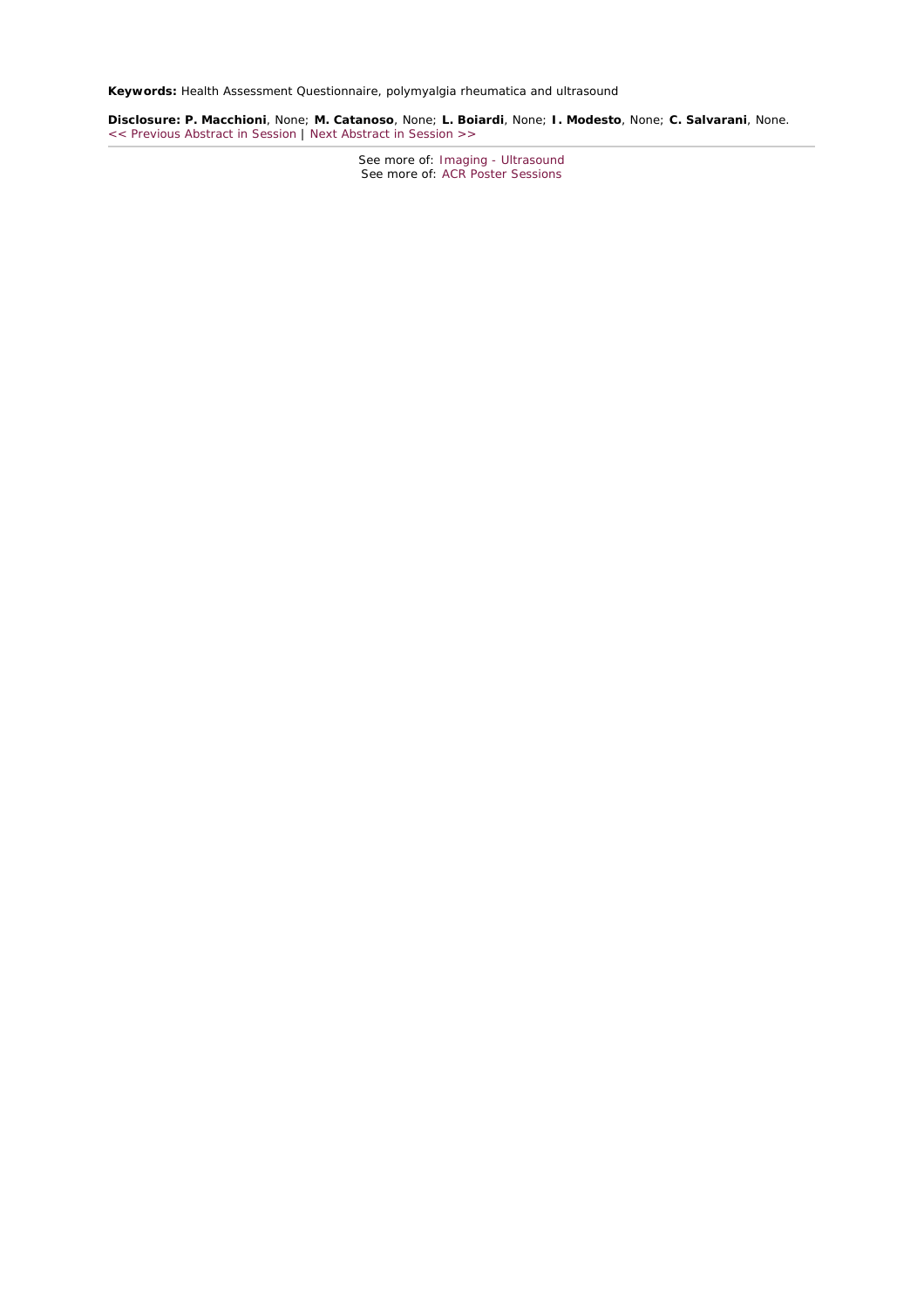**Keywords:** Health Assessment Questionnaire, polymyalgia rheumatica and ultrasound

**Disclosure: P. Macchioni**, None; **M. Catanoso**, None; **L. Boiardi**, None; **I. Modesto**, None; **C. Salvarani**, None.
<< Previous Abstract in Session | Next Abstract in Session >>

---

See more of: Imaging - Ultrasound
See more of: ACR Poster Sessions